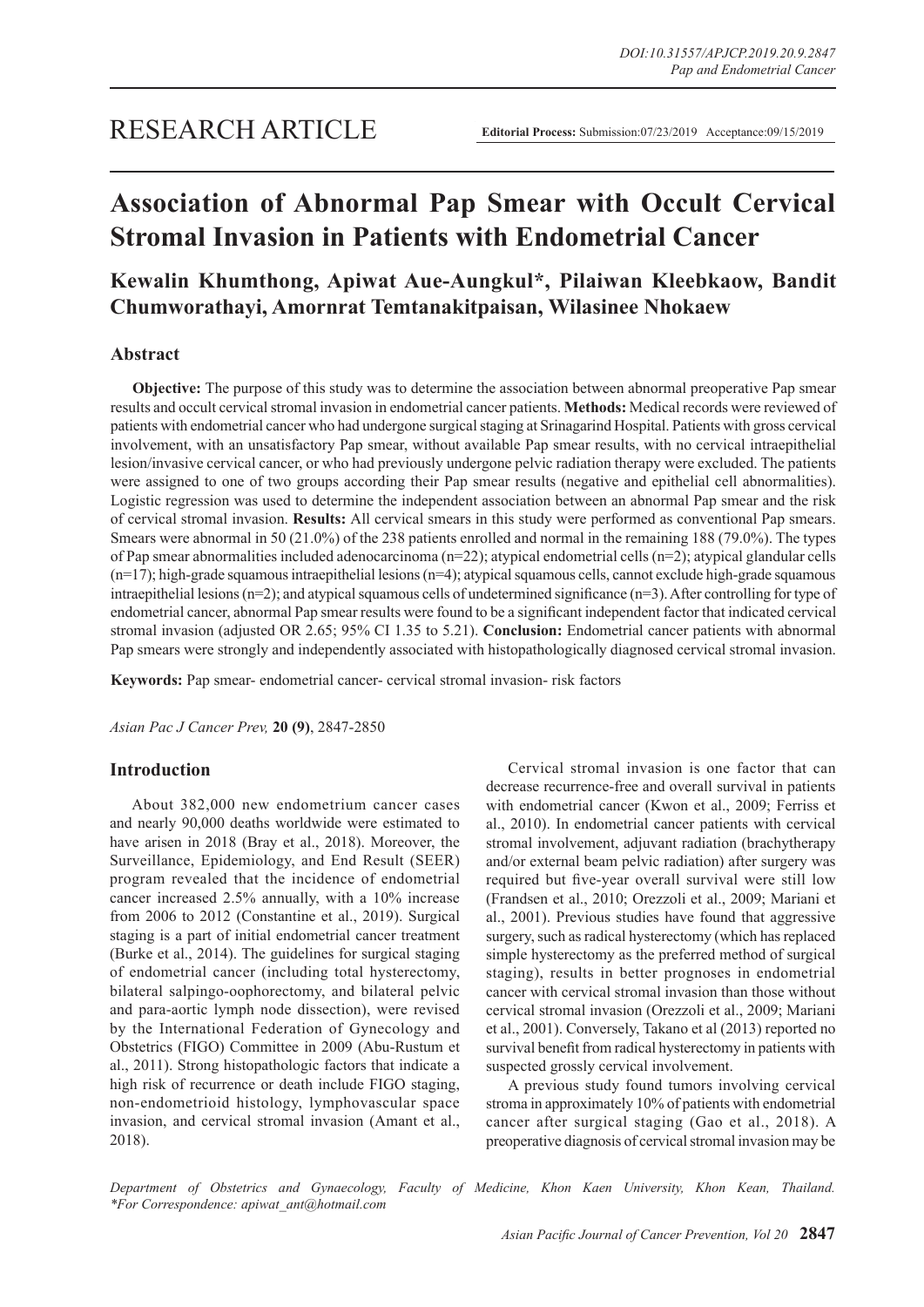RESEARCH ARTICLE

**Editorial Process:** Submission:07/23/2019 Acceptance:09/15/2019

# Association of Abnormal Pap Smear with Occult Cervical Stromal Invasion in Patients with Endometrial Cancer

**Kewalin Khumthong, Apiwat Aue-Aungkul*, Pilaiwan Kleebkaow, Bandit Chumworathayi, Amornrat Temtanakitpaisan, Wilasinee Nhokaew**

## Abstract

**Objective:** The purpose of this study was to determine the association between abnormal preoperative Pap smear results and occult cervical stromal invasion in endometrial cancer patients. **Methods:** Medical records were reviewed of patients with endometrial cancer who had undergone surgical staging at Srinagarind Hospital. Patients with gross cervical involvement, with an unsatisfactory Pap smear, without available Pap smear results, with no cervical intraepithelial lesion/invasive cervical cancer, or who had previously undergone pelvic radiation therapy were excluded. The patients were assigned to one of two groups according their Pap smear results (negative and epithelial cell abnormalities). Logistic regression was used to determine the independent association between an abnormal Pap smear and the risk of cervical stromal invasion. **Results:** All cervical smears in this study were performed as conventional Pap smears. Smears were abnormal in 50 (21.0%) of the 238 patients enrolled and normal in the remaining 188 (79.0%). The types of Pap smear abnormalities included adenocarcinoma (n=22); atypical endometrial cells (n=2); atypical glandular cells (n=17); high-grade squamous intraepithelial lesions (n=4); atypical squamous cells, cannot exclude high-grade squamous intraepithelial lesions (n=2); and atypical squamous cells of undetermined significance (n=3). After controlling for type of endometrial cancer, abnormal Pap smear results were found to be a significant independent factor that indicated cervical stromal invasion (adjusted OR 2.65; 95% CI 1.35 to 5.21). **Conclusion:** Endometrial cancer patients with abnormal Pap smears were strongly and independently associated with histopathologically diagnosed cervical stromal invasion.

**Keywords:** Pap smear- endometrial cancer- cervical stromal invasion- risk factors

*Asian Pac J Cancer Prev,* **20 (9)**, 2847-2850

## Introduction

About 382,000 new endometrium cancer cases and nearly 90,000 deaths worldwide were estimated to have arisen in 2018 (Bray et al., 2018). Moreover, the Surveillance, Epidemiology, and End Result (SEER) program revealed that the incidence of endometrial cancer increased 2.5% annually, with a 10% increase from 2006 to 2012 (Constantine et al., 2019). Surgical staging is a part of initial endometrial cancer treatment (Burke et al., 2014). The guidelines for surgical staging of endometrial cancer (including total hysterectomy, bilateral salpingo-oophorectomy, and bilateral pelvic and para-aortic lymph node dissection), were revised by the International Federation of Gynecology and Obstetrics (FIGO) Committee in 2009 (Abu-Rustum et al., 2011). Strong histopathologic factors that indicate a high risk of recurrence or death include FIGO staging, non-endometrioid histology, lymphovascular space invasion, and cervical stromal invasion (Amant et al., 2018).

Cervical stromal invasion is one factor that can decrease recurrence-free and overall survival in patients with endometrial cancer (Kwon et al., 2009; Ferriss et al., 2010). In endometrial cancer patients with cervical stromal involvement, adjuvant radiation (brachytherapy and/or external beam pelvic radiation) after surgery was required but five-year overall survival were still low (Frandsen et al., 2010; Orezzoli et al., 2009; Mariani et al., 2001). Previous studies have found that aggressive surgery, such as radical hysterectomy (which has replaced simple hysterectomy as the preferred method of surgical staging), results in better prognoses in endometrial cancer with cervical stromal invasion than those without cervical stromal invasion (Orezzoli et al., 2009; Mariani et al., 2001). Conversely, Takano et al (2013) reported no survival benefit from radical hysterectomy in patients with suspected grossly cervical involvement.

A previous study found tumors involving cervical stroma in approximately 10% of patients with endometrial cancer after surgical staging (Gao et al., 2018). A preoperative diagnosis of cervical stromal invasion may be

*Department of Obstetrics and Gynaecology, Faculty of Medicine, Khon Kaen University, Khon Kean, Thailand. *For Correspondence: apiwat_ant@hotmail.com*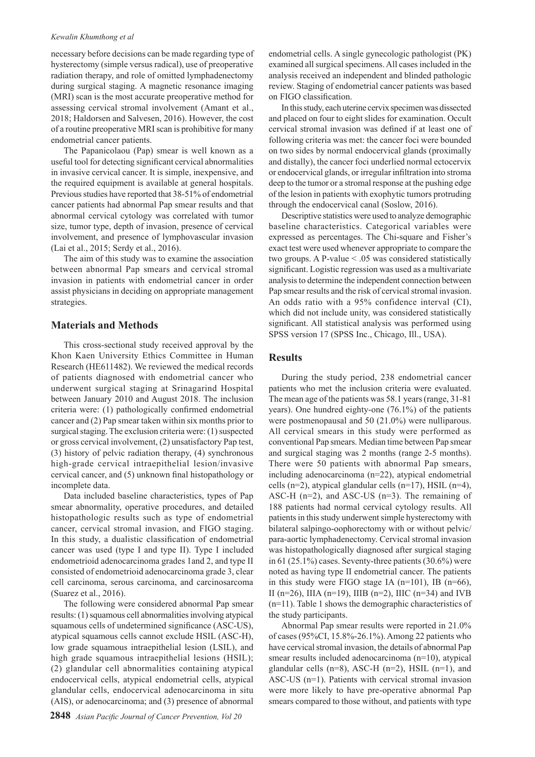necessary before decisions can be made regarding type of hysterectomy (simple versus radical), use of preoperative radiation therapy, and role of omitted lymphadenectomy during surgical staging. A magnetic resonance imaging (MRI) scan is the most accurate preoperative method for assessing cervical stromal involvement (Amant et al., 2018; Haldorsen and Salvesen, 2016). However, the cost of a routine preoperative MRI scan is prohibitive for many endometrial cancer patients.

The Papanicolaou (Pap) smear is well known as a useful tool for detecting significant cervical abnormalities in invasive cervical cancer. It is simple, inexpensive, and the required equipment is available at general hospitals. Previous studies have reported that 38-51% of endometrial cancer patients had abnormal Pap smear results and that abnormal cervical cytology was correlated with tumor size, tumor type, depth of invasion, presence of cervical involvement, and presence of lymphovascular invasion (Lai et al., 2015; Serdy et al., 2016).

The aim of this study was to examine the association between abnormal Pap smears and cervical stromal invasion in patients with endometrial cancer in order assist physicians in deciding on appropriate management strategies.

## Materials and Methods

This cross-sectional study received approval by the Khon Kaen University Ethics Committee in Human Research (HE611482). We reviewed the medical records of patients diagnosed with endometrial cancer who underwent surgical staging at Srinagarind Hospital between January 2010 and August 2018. The inclusion criteria were: (1) pathologically confirmed endometrial cancer and (2) Pap smear taken within six months prior to surgical staging. The exclusion criteria were: (1) suspected or gross cervical involvement, (2) unsatisfactory Pap test, (3) history of pelvic radiation therapy, (4) synchronous high-grade cervical intraepithelial lesion/invasive cervical cancer, and (5) unknown final histopathology or incomplete data.

Data included baseline characteristics, types of Pap smear abnormality, operative procedures, and detailed histopathologic results such as type of endometrial cancer, cervical stromal invasion, and FIGO staging. In this study, a dualistic classification of endometrial cancer was used (type I and type II). Type I included endometrioid adenocarcinoma grades 1and 2, and type II consisted of endometrioid adenocarcinoma grade 3, clear cell carcinoma, serous carcinoma, and carcinosarcoma (Suarez et al., 2016).

The following were considered abnormal Pap smear results: (1) squamous cell abnormalities involving atypical squamous cells of undetermined significance (ASC-US), atypical squamous cells cannot exclude HSIL (ASC-H), low grade squamous intraepithelial lesion (LSIL), and high grade squamous intraepithelial lesions (HSIL); (2) glandular cell abnormalities containing atypical endocervical cells, atypical endometrial cells, atypical glandular cells, endocervical adenocarcinoma in situ (AIS), or adenocarcinoma; and (3) presence of abnormal endometrial cells. A single gynecologic pathologist (PK) examined all surgical specimens. All cases included in the analysis received an independent and blinded pathologic review. Staging of endometrial cancer patients was based on FIGO classification.

In this study, each uterine cervix specimen was dissected and placed on four to eight slides for examination. Occult cervical stromal invasion was defined if at least one of following criteria was met: the cancer foci were bounded on two sides by normal endocervical glands (proximally and distally), the cancer foci underlied normal ectocervix or endocervical glands, or irregular infiltration into stroma deep to the tumor or a stromal response at the pushing edge of the lesion in patients with exophytic tumors protruding through the endocervical canal (Soslow, 2016).

Descriptive statistics were used to analyze demographic baseline characteristics. Categorical variables were expressed as percentages. The Chi-square and Fisher's exact test were used whenever appropriate to compare the two groups. A P-value $< .05$ was considered statistically significant. Logistic regression was used as a multivariate analysis to determine the independent connection between Pap smear results and the risk of cervical stromal invasion. An odds ratio with a 95% confidence interval (CI), which did not include unity, was considered statistically significant. All statistical analysis was performed using SPSS version 17 (SPSS Inc., Chicago, Ill., USA).

## Results

During the study period, 238 endometrial cancer patients who met the inclusion criteria were evaluated. The mean age of the patients was 58.1 years (range, 31-81 years). One hundred eighty-one (76.1%) of the patients were postmenopausal and 50 (21.0%) were nulliparous. All cervical smears in this study were performed as conventional Pap smears. Median time between Pap smear and surgical staging was 2 months (range 2-5 months). There were 50 patients with abnormal Pap smears, including adenocarcinoma (n=22), atypical endometrial cells (n=2), atypical glandular cells (n=17), HSIL (n=4), ASC-H (n=2), and ASC-US (n=3). The remaining of 188 patients had normal cervical cytology results. All patients in this study underwent simple hysterectomy with bilateral salpingo-oophorectomy with or without pelvic/para-aortic lymphadenectomy. Cervical stromal invasion was histopathologically diagnosed after surgical staging in 61 (25.1%) cases. Seventy-three patients (30.6%) were noted as having type II endometrial cancer. The patients in this study were FIGO stage IA (n=101), IB (n=66), II (n=26), IIIA (n=19), IIIB (n=2), IIIC (n=34) and IVB (n=11). Table 1 shows the demographic characteristics of the study participants.

Abnormal Pap smear results were reported in 21.0% of cases (95%CI, 15.8%-26.1%). Among 22 patients who have cervical stromal invasion, the details of abnormal Pap smear results included adenocarcinoma (n=10), atypical glandular cells (n=8), ASC-H (n=2), HSIL (n=1), and ASC-US (n=1). Patients with cervical stromal invasion were more likely to have pre-operative abnormal Pap smears compared to those without, and patients with type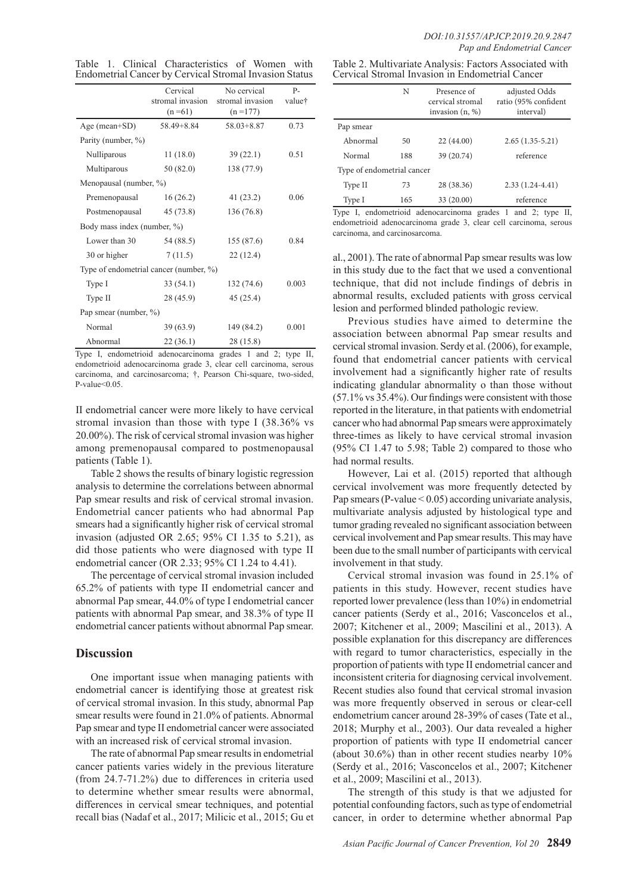Table 1. Clinical Characteristics of Women with Endometrial Cancer by Cervical Stromal Invasion Status

| | Cervical stromal invasion (n =61) | No cervical stromal invasion (n =177) | P-value† |
|---|---|---|---|
| Age (mean+SD) | 58.49+8.84 | 58.03+8.87 | 0.73 |
| Parity (number, %) | | | |
| Nulliparous | 11 (18.0) | 39 (22.1) | 0.51 |
| Multiparous | 50 (82.0) | 138 (77.9) | |
| Menopausal (number, %) | | | |
| Premenopausal | 16 (26.2) | 41 (23.2) | 0.06 |
| Postmenopausal | 45 (73.8) | 136 (76.8) | |
| Body mass index (number, %) | | | |
| Lower than 30 | 54 (88.5) | 155 (87.6) | 0.84 |
| 30 or higher | 7 (11.5) | 22 (12.4) | |
| Type of endometrial cancer (number, %) | | | |
| Type I | 33 (54.1) | 132 (74.6) | 0.003 |
| Type II | 28 (45.9) | 45 (25.4) | |
| Pap smear (number, %) | | | |
| Normal | 39 (63.9) | 149 (84.2) | 0.001 |
| Abnormal | 22 (36.1) | 28 (15.8) | |

Type I, endometrioid adenocarcinoma grades 1 and 2; type II, endometrioid adenocarcinoma grade 3, clear cell carcinoma, serous carcinoma, and carcinosarcoma; †, Pearson Chi-square, two-sided, P-value<0.05.

II endometrial cancer were more likely to have cervical stromal invasion than those with type I (38.36% vs 20.00%). The risk of cervical stromal invasion was higher among premenopausal compared to postmenopausal patients (Table 1).

Table 2 shows the results of binary logistic regression analysis to determine the correlations between abnormal Pap smear results and risk of cervical stromal invasion. Endometrial cancer patients who had abnormal Pap smears had a significantly higher risk of cervical stromal invasion (adjusted OR 2.65; 95% CI 1.35 to 5.21), as did those patients who were diagnosed with type II endometrial cancer (OR 2.33; 95% CI 1.24 to 4.41).

The percentage of cervical stromal invasion included 65.2% of patients with type II endometrial cancer and abnormal Pap smear, 44.0% of type I endometrial cancer patients with abnormal Pap smear, and 38.3% of type II endometrial cancer patients without abnormal Pap smear.

## Discussion

One important issue when managing patients with endometrial cancer is identifying those at greatest risk of cervical stromal invasion. In this study, abnormal Pap smear results were found in 21.0% of patients. Abnormal Pap smear and type II endometrial cancer were associated with an increased risk of cervical stromal invasion.

The rate of abnormal Pap smear results in endometrial cancer patients varies widely in the previous literature (from 24.7-71.2%) due to differences in criteria used to determine whether smear results were abnormal, differences in cervical smear techniques, and potential recall bias (Nadaf et al., 2017; Milicic et al., 2015; Gu et al., 2001). The rate of abnormal Pap smear results was low in this study due to the fact that we used a conventional technique, that did not include findings of debris in abnormal results, excluded patients with gross cervical lesion and performed blinded pathologic review.

Table 2. Multivariate Analysis: Factors Associated with Cervical Stromal Invasion in Endometrial Cancer

| | N | Presence of cervical stromal invasion (n, %) | adjusted Odds ratio (95% confident interval) |
|---|---|---|---|
| Pap smear | | | |
| Abnormal | 50 | 22 (44.00) | 2.65 (1.35-5.21) |
| Normal | 188 | 39 (20.74) | reference |
| Type of endometrial cancer | | | |
| Type II | 73 | 28 (38.36) | 2.33 (1.24-4.41) |
| Type I | 165 | 33 (20.00) | reference |

Type I, endometrioid adenocarcinoma grades 1 and 2; type II, endometrioid adenocarcinoma grade 3, clear cell carcinoma, serous carcinoma, and carcinosarcoma.

Previous studies have aimed to determine the association between abnormal Pap smear results and cervical stromal invasion. Serdy et al. (2006), for example, found that endometrial cancer patients with cervical involvement had a significantly higher rate of results indicating glandular abnormality o than those without (57.1% vs 35.4%). Our findings were consistent with those reported in the literature, in that patients with endometrial cancer who had abnormal Pap smears were approximately three-times as likely to have cervical stromal invasion (95% CI 1.47 to 5.98; Table 2) compared to those who had normal results.

However, Lai et al. (2015) reported that although cervical involvement was more frequently detected by Pap smears (P-value < 0.05) according univariate analysis, multivariate analysis adjusted by histological type and tumor grading revealed no significant association between cervical involvement and Pap smear results. This may have been due to the small number of participants with cervical involvement in that study.

Cervical stromal invasion was found in 25.1% of patients in this study. However, recent studies have reported lower prevalence (less than 10%) in endometrial cancer patients (Serdy et al., 2016; Vasconcelos et al., 2007; Kitchener et al., 2009; Mascilini et al., 2013). A possible explanation for this discrepancy are differences with regard to tumor characteristics, especially in the proportion of patients with type II endometrial cancer and inconsistent criteria for diagnosing cervical involvement. Recent studies also found that cervical stromal invasion was more frequently observed in serous or clear-cell endometrium cancer around 28-39% of cases (Tate et al., 2018; Murphy et al., 2003). Our data revealed a higher proportion of patients with type II endometrial cancer (about 30.6%) than in other recent studies nearby 10% (Serdy et al., 2016; Vasconcelos et al., 2007; Kitchener et al., 2009; Mascilini et al., 2013).

The strength of this study is that we adjusted for potential confounding factors, such as type of endometrial cancer, in order to determine whether abnormal Pap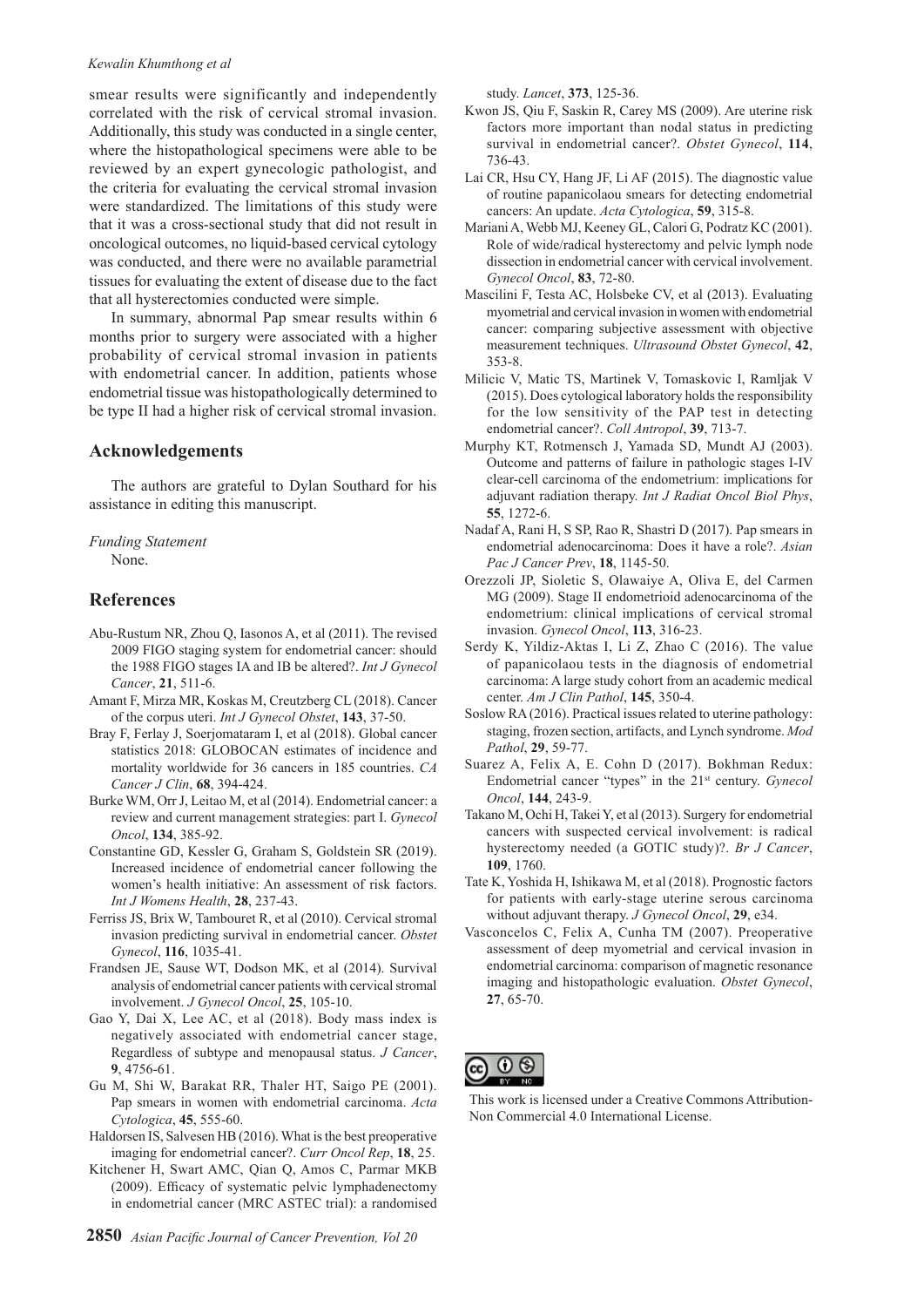smear results were significantly and independently correlated with the risk of cervical stromal invasion. Additionally, this study was conducted in a single center, where the histopathological specimens were able to be reviewed by an expert gynecologic pathologist, and the criteria for evaluating the cervical stromal invasion were standardized. The limitations of this study were that it was a cross-sectional study that did not result in oncological outcomes, no liquid-based cervical cytology was conducted, and there were no available parametrial tissues for evaluating the extent of disease due to the fact that all hysterectomies conducted were simple.

In summary, abnormal Pap smear results within 6 months prior to surgery were associated with a higher probability of cervical stromal invasion in patients with endometrial cancer. In addition, patients whose endometrial tissue was histopathologically determined to be type II had a higher risk of cervical stromal invasion.

## Acknowledgements

The authors are grateful to Dylan Southard for his assistance in editing this manuscript.

*Funding Statement*

None.

## References

Abu-Rustum NR, Zhou Q, Iasonos A, et al (2011). The revised 2009 FIGO staging system for endometrial cancer: should the 1988 FIGO stages IA and IB be altered?. *Int J Gynecol Cancer*, **21**, 511-6.

Amant F, Mirza MR, Koskas M, Creutzberg CL (2018). Cancer of the corpus uteri. *Int J Gynecol Obstet*, **143**, 37-50.

Bray F, Ferlay J, Soerjomataram I, et al (2018). Global cancer statistics 2018: GLOBOCAN estimates of incidence and mortality worldwide for 36 cancers in 185 countries. *CA Cancer J Clin*, **68**, 394-424.

Burke WM, Orr J, Leitao M, et al (2014). Endometrial cancer: a review and current management strategies: part I. *Gynecol Oncol*, **134**, 385-92.

Constantine GD, Kessler G, Graham S, Goldstein SR (2019). Increased incidence of endometrial cancer following the women's health initiative: An assessment of risk factors. *Int J Womens Health*, **28**, 237-43.

Ferriss JS, Brix W, Tambouret R, et al (2010). Cervical stromal invasion predicting survival in endometrial cancer. *Obstet Gynecol*, **116**, 1035-41.

Frandsen JE, Sause WT, Dodson MK, et al (2014). Survival analysis of endometrial cancer patients with cervical stromal involvement. *J Gynecol Oncol*, **25**, 105-10.

Gao Y, Dai X, Lee AC, et al (2018). Body mass index is negatively associated with endometrial cancer stage, Regardless of subtype and menopausal status. *J Cancer*, **9**, 4756-61.

Gu M, Shi W, Barakat RR, Thaler HT, Saigo PE (2001). Pap smears in women with endometrial carcinoma. *Acta Cytologica*, **45**, 555-60.

Haldorsen IS, Salvesen HB (2016). What is the best preoperative imaging for endometrial cancer?. *Curr Oncol Rep*, **18**, 25.

Kitchener H, Swart AMC, Qian Q, Amos C, Parmar MKB (2009). Efficacy of systematic pelvic lymphadenectomy in endometrial cancer (MRC ASTEC trial): a randomised study. *Lancet*, **373**, 125-36.

Kwon JS, Qiu F, Saskin R, Carey MS (2009). Are uterine risk factors more important than nodal status in predicting survival in endometrial cancer?. *Obstet Gynecol*, **114**, 736-43.

Lai CR, Hsu CY, Hang JF, Li AF (2015). The diagnostic value of routine papanicolaou smears for detecting endometrial cancers: An update. *Acta Cytologica*, **59**, 315-8.

Mariani A, Webb MJ, Keeney GL, Calori G, Podratz KC (2001). Role of wide/radical hysterectomy and pelvic lymph node dissection in endometrial cancer with cervical involvement. *Gynecol Oncol*, **83**, 72-80.

Mascilini F, Testa AC, Holsbeke CV, et al (2013). Evaluating myometrial and cervical invasion in women with endometrial cancer: comparing subjective assessment with objective measurement techniques. *Ultrasound Obstet Gynecol*, **42**, 353-8.

Milicic V, Matic TS, Martinek V, Tomaskovic I, Ramljak V (2015). Does cytological laboratory holds the responsibility for the low sensitivity of the PAP test in detecting endometrial cancer?. *Coll Antropol*, **39**, 713-7.

Murphy KT, Rotmensch J, Yamada SD, Mundt AJ (2003). Outcome and patterns of failure in pathologic stages I-IV clear-cell carcinoma of the endometrium: implications for adjuvant radiation therapy. *Int J Radiat Oncol Biol Phys*, **55**, 1272-6.

Nadaf A, Rani H, S SP, Rao R, Shastri D (2017). Pap smears in endometrial adenocarcinoma: Does it have a role?. *Asian Pac J Cancer Prev*, **18**, 1145-50.

Orezzoli JP, Sioletic S, Olawaiye A, Oliva E, del Carmen MG (2009). Stage II endometrioid adenocarcinoma of the endometrium: clinical implications of cervical stromal invasion. *Gynecol Oncol*, **113**, 316-23.

Serdy K, Yildiz-Aktas I, Li Z, Zhao C (2016). The value of papanicolaou tests in the diagnosis of endometrial carcinoma: A large study cohort from an academic medical center. *Am J Clin Pathol*, **145**, 350-4.

Soslow RA (2016). Practical issues related to uterine pathology: staging, frozen section, artifacts, and Lynch syndrome. *Mod Pathol*, **29**, 59-77.

Suarez A, Felix A, E. Cohn D (2017). Bokhman Redux: Endometrial cancer "types" in the 21st century. *Gynecol Oncol*, **144**, 243-9.

Takano M, Ochi H, Takei Y, et al (2013). Surgery for endometrial cancers with suspected cervical involvement: is radical hysterectomy needed (a GOTIC study)?. *Br J Cancer*, **109**, 1760.

Tate K, Yoshida H, Ishikawa M, et al (2018). Prognostic factors for patients with early-stage uterine serous carcinoma without adjuvant therapy. *J Gynecol Oncol*, **29**, e34.

Vasconcelos C, Felix A, Cunha TM (2007). Preoperative assessment of deep myometrial and cervical invasion in endometrial carcinoma: comparison of magnetic resonance imaging and histopathologic evaluation. *Obstet Gynecol*, **27**, 65-70.

This work is licensed under a Creative Commons Attribution-Non Commercial 4.0 International License.